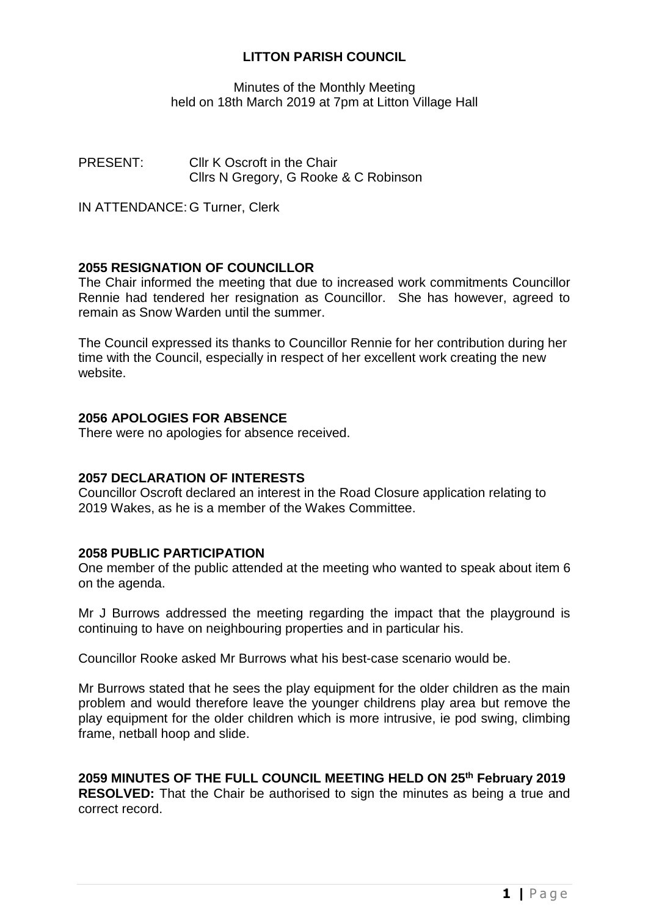# LITTON PARISH COUNCIL

Minutes of the Monthly Meeting
held on 18th March 2019 at 7pm at Litton Village Hall

PRESENT: Cllr K Oscroft in the Chair
Cllrs N Gregory, G Rooke & C Robinson

IN ATTENDANCE: G Turner, Clerk

## 2055 RESIGNATION OF COUNCILLOR

The Chair informed the meeting that due to increased work commitments Councillor Rennie had tendered her resignation as Councillor. She has however, agreed to remain as Snow Warden until the summer.

The Council expressed its thanks to Councillor Rennie for her contribution during her time with the Council, especially in respect of her excellent work creating the new website.

## 2056 APOLOGIES FOR ABSENCE

There were no apologies for absence received.

## 2057 DECLARATION OF INTERESTS

Councillor Oscroft declared an interest in the Road Closure application relating to 2019 Wakes, as he is a member of the Wakes Committee.

## 2058 PUBLIC PARTICIPATION

One member of the public attended at the meeting who wanted to speak about item 6 on the agenda.

Mr J Burrows addressed the meeting regarding the impact that the playground is continuing to have on neighbouring properties and in particular his.

Councillor Rooke asked Mr Burrows what his best-case scenario would be.

Mr Burrows stated that he sees the play equipment for the older children as the main problem and would therefore leave the younger childrens play area but remove the play equipment for the older children which is more intrusive, ie pod swing, climbing frame, netball hoop and slide.

## 2059 MINUTES OF THE FULL COUNCIL MEETING HELD ON 25th February 2019

**RESOLVED:** That the Chair be authorised to sign the minutes as being a true and correct record.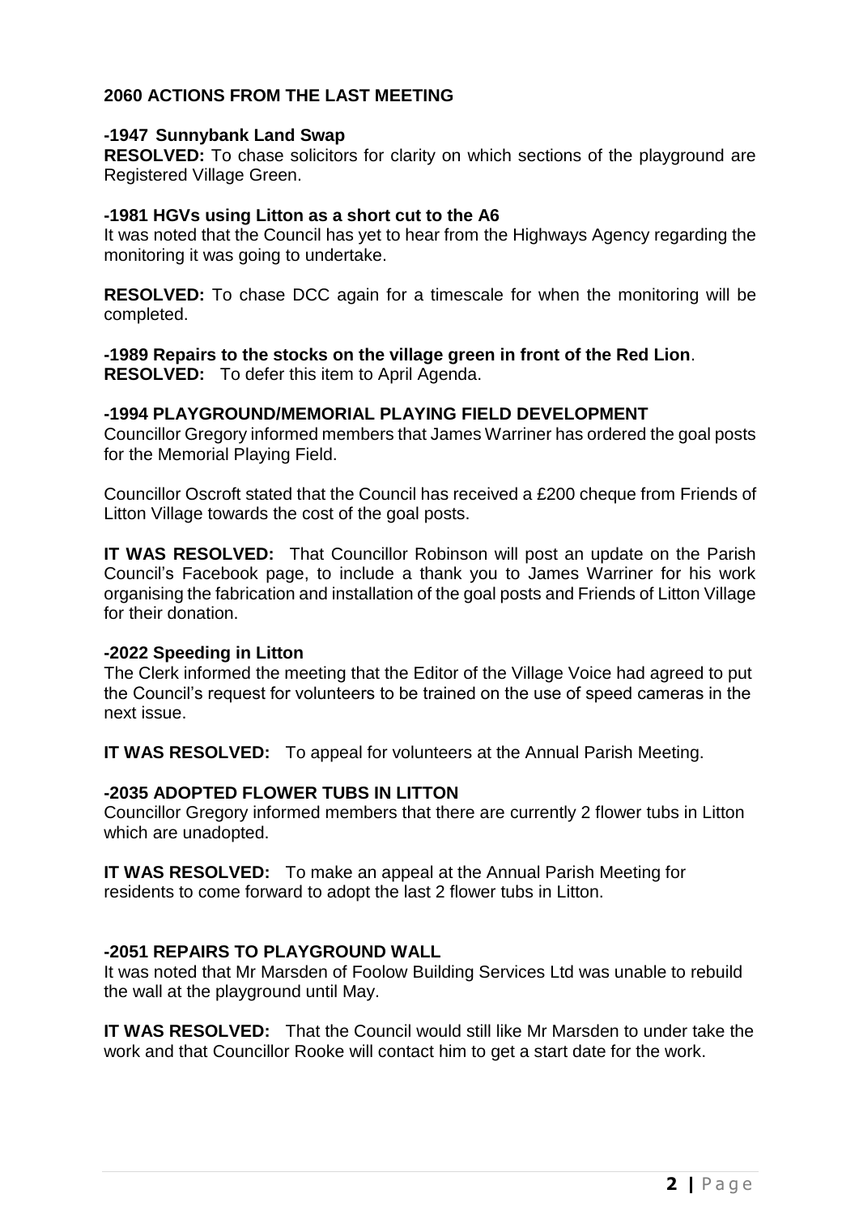## 2060 ACTIONS FROM THE LAST MEETING

### -1947 Sunnybank Land Swap

**RESOLVED:** To chase solicitors for clarity on which sections of the playground are Registered Village Green.

### -1981 HGVs using Litton as a short cut to the A6

It was noted that the Council has yet to hear from the Highways Agency regarding the monitoring it was going to undertake.

**RESOLVED:** To chase DCC again for a timescale for when the monitoring will be completed.

### -1989 Repairs to the stocks on the village green in front of the Red Lion.

**RESOLVED:** To defer this item to April Agenda.

### -1994 PLAYGROUND/MEMORIAL PLAYING FIELD DEVELOPMENT

Councillor Gregory informed members that James Warriner has ordered the goal posts for the Memorial Playing Field.

Councillor Oscroft stated that the Council has received a £200 cheque from Friends of Litton Village towards the cost of the goal posts.

**IT WAS RESOLVED:** That Councillor Robinson will post an update on the Parish Council's Facebook page, to include a thank you to James Warriner for his work organising the fabrication and installation of the goal posts and Friends of Litton Village for their donation.

### -2022 Speeding in Litton

The Clerk informed the meeting that the Editor of the Village Voice had agreed to put the Council's request for volunteers to be trained on the use of speed cameras in the next issue.

**IT WAS RESOLVED:** To appeal for volunteers at the Annual Parish Meeting.

### -2035 ADOPTED FLOWER TUBS IN LITTON

Councillor Gregory informed members that there are currently 2 flower tubs in Litton which are unadopted.

**IT WAS RESOLVED:** To make an appeal at the Annual Parish Meeting for residents to come forward to adopt the last 2 flower tubs in Litton.

### -2051 REPAIRS TO PLAYGROUND WALL

It was noted that Mr Marsden of Foolow Building Services Ltd was unable to rebuild the wall at the playground until May.

**IT WAS RESOLVED:** That the Council would still like Mr Marsden to under take the work and that Councillor Rooke will contact him to get a start date for the work.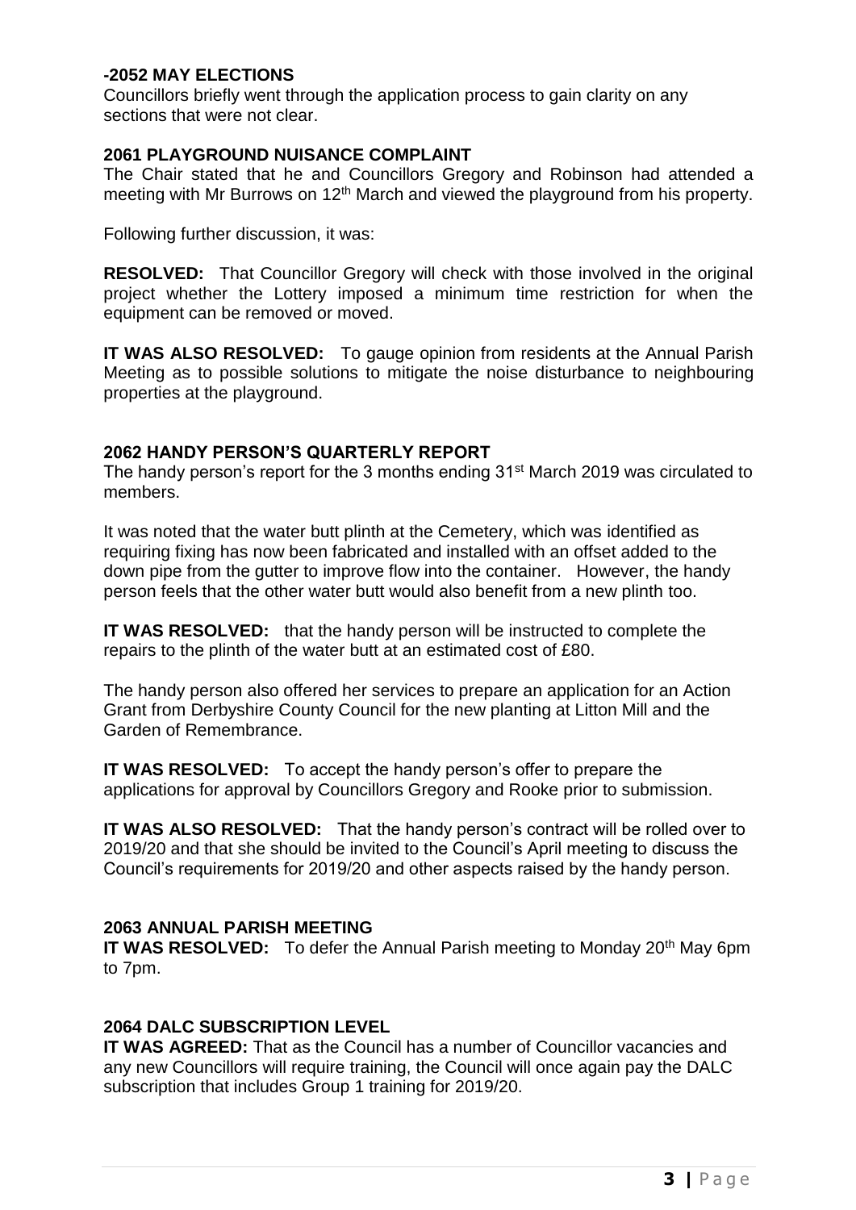### -2052 MAY ELECTIONS

Councillors briefly went through the application process to gain clarity on any sections that were not clear.

### 2061 PLAYGROUND NUISANCE COMPLAINT

The Chair stated that he and Councillors Gregory and Robinson had attended a meeting with Mr Burrows on 12th March and viewed the playground from his property.

Following further discussion, it was:

**RESOLVED:** That Councillor Gregory will check with those involved in the original project whether the Lottery imposed a minimum time restriction for when the equipment can be removed or moved.

**IT WAS ALSO RESOLVED:** To gauge opinion from residents at the Annual Parish Meeting as to possible solutions to mitigate the noise disturbance to neighbouring properties at the playground.

### 2062 HANDY PERSON'S QUARTERLY REPORT

The handy person's report for the 3 months ending 31st March 2019 was circulated to members.

It was noted that the water butt plinth at the Cemetery, which was identified as requiring fixing has now been fabricated and installed with an offset added to the down pipe from the gutter to improve flow into the container. However, the handy person feels that the other water butt would also benefit from a new plinth too.

**IT WAS RESOLVED:** that the handy person will be instructed to complete the repairs to the plinth of the water butt at an estimated cost of £80.

The handy person also offered her services to prepare an application for an Action Grant from Derbyshire County Council for the new planting at Litton Mill and the Garden of Remembrance.

**IT WAS RESOLVED:** To accept the handy person's offer to prepare the applications for approval by Councillors Gregory and Rooke prior to submission.

**IT WAS ALSO RESOLVED:** That the handy person's contract will be rolled over to 2019/20 and that she should be invited to the Council's April meeting to discuss the Council's requirements for 2019/20 and other aspects raised by the handy person.

### 2063 ANNUAL PARISH MEETING

**IT WAS RESOLVED:** To defer the Annual Parish meeting to Monday 20th May 6pm to 7pm.

### 2064 DALC SUBSCRIPTION LEVEL

**IT WAS AGREED:** That as the Council has a number of Councillor vacancies and any new Councillors will require training, the Council will once again pay the DALC subscription that includes Group 1 training for 2019/20.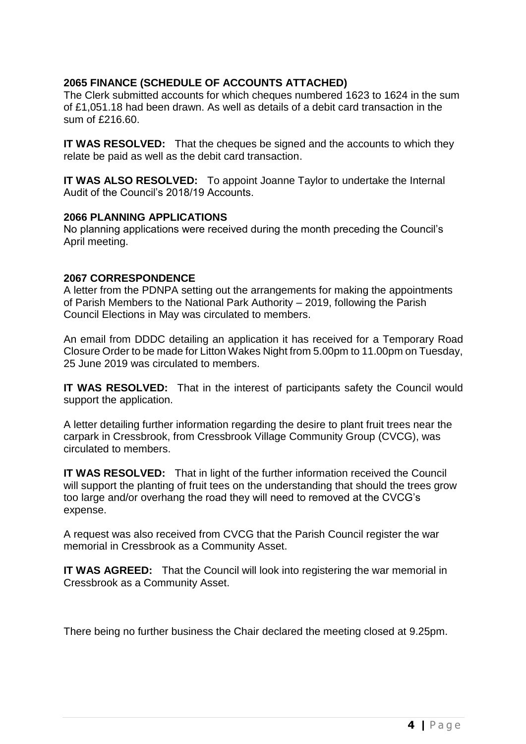### 2065 FINANCE (SCHEDULE OF ACCOUNTS ATTACHED)

The Clerk submitted accounts for which cheques numbered 1623 to 1624 in the sum of £1,051.18 had been drawn. As well as details of a debit card transaction in the sum of £216.60.

**IT WAS RESOLVED:** That the cheques be signed and the accounts to which they relate be paid as well as the debit card transaction.

**IT WAS ALSO RESOLVED:** To appoint Joanne Taylor to undertake the Internal Audit of the Council's 2018/19 Accounts.

### 2066 PLANNING APPLICATIONS

No planning applications were received during the month preceding the Council's April meeting.

### 2067 CORRESPONDENCE

A letter from the PDNPA setting out the arrangements for making the appointments of Parish Members to the National Park Authority – 2019, following the Parish Council Elections in May was circulated to members.

An email from DDDC detailing an application it has received for a Temporary Road Closure Order to be made for Litton Wakes Night from 5.00pm to 11.00pm on Tuesday, 25 June 2019 was circulated to members.

**IT WAS RESOLVED:** That in the interest of participants safety the Council would support the application.

A letter detailing further information regarding the desire to plant fruit trees near the carpark in Cressbrook, from Cressbrook Village Community Group (CVCG), was circulated to members.

**IT WAS RESOLVED:** That in light of the further information received the Council will support the planting of fruit tees on the understanding that should the trees grow too large and/or overhang the road they will need to removed at the CVCG's expense.

A request was also received from CVCG that the Parish Council register the war memorial in Cressbrook as a Community Asset.

**IT WAS AGREED:** That the Council will look into registering the war memorial in Cressbrook as a Community Asset.

There being no further business the Chair declared the meeting closed at 9.25pm.